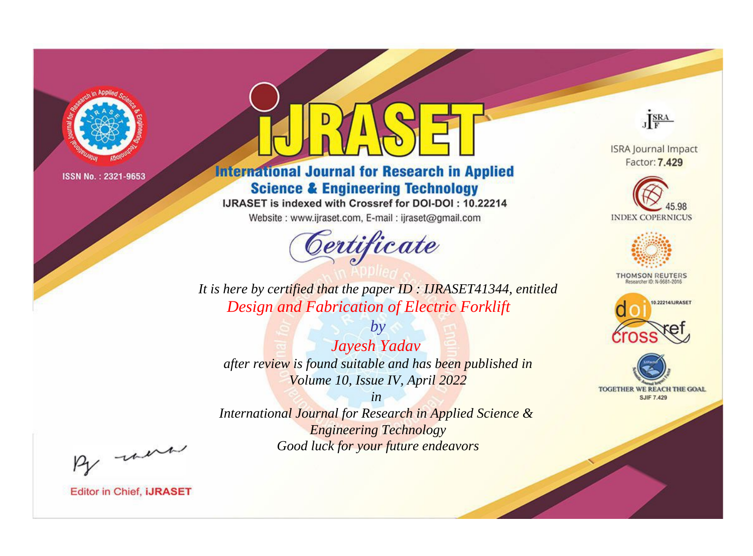ISSN No. : 2321-9653

# IJRASET

## International Journal for Research in Applied Science & Engineering Technology

IJRASET is indexed with Crossref for DOI-DOI : 10.22214

Website : www.ijraset.com, E-mail : ijraset@gmail.com

ISRA Journal Impact Factor: **7.429**

45.98 INDEX COPERNICUS

THOMSON REUTERS Researcher ID: N-9681-2016

10.22214/IJRASET

TOGETHER WE REACH THE GOAL SJIF 7.429

# *Certificate*

*It is here by certified that the paper ID : IJRASET41344, entitled*

*Design and Fabrication of Electric Forklift*

*by*

*Jayesh Yadav*

*after review is found suitable and has been published in*

*Volume 10, Issue IV, April 2022*

*in*

*International Journal for Research in Applied Science & Engineering Technology*

*Good luck for your future endeavors*

Editor in Chief, **iJRASET**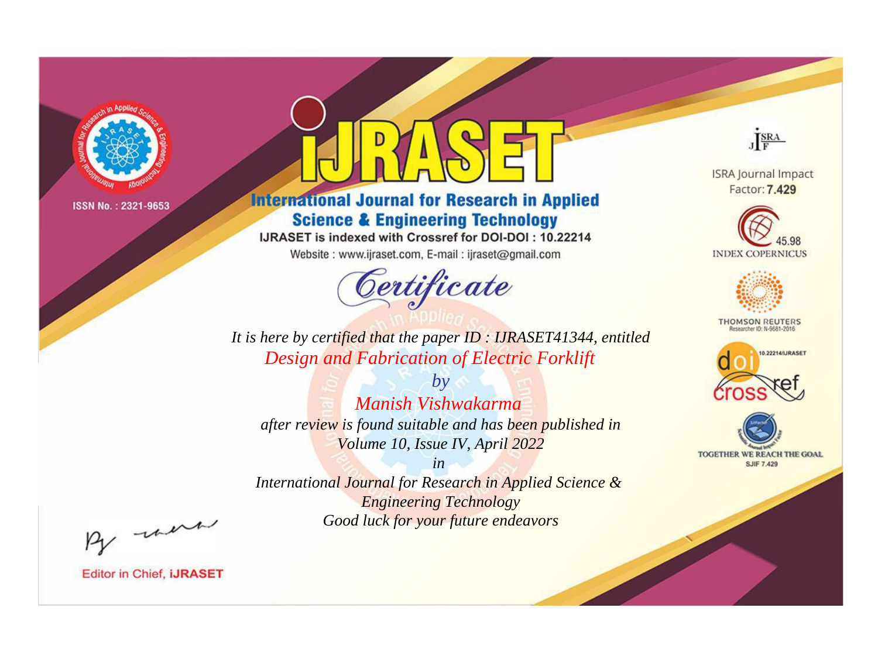ISSN No. : 2321-9653

# iJRASET

## International Journal for Research in Applied Science & Engineering Technology

IJRASET is indexed with Crossref for DOI-DOI : 10.22214

Website : www.ijraset.com, E-mail : ijraset@gmail.com

*Certificate*

*It is here by certified that the paper ID : IJRASET41344, entitled*

*Design and Fabrication of Electric Forklift*

*by*

*Manish Vishwakarma*

*after review is found suitable and has been published in*

*Volume 10, Issue IV, April 2022*

*in*

*International Journal for Research in Applied Science & Engineering Technology*

*Good luck for your future endeavors*

ISRA Journal Impact Factor: **7.429**

45.98 INDEX COPERNICUS

THOMSON REUTERS Researcher ID: N-9681-2016

10.22214/IJRASET

TOGETHER WE REACH THE GOAL SJIF 7.429

Editor in Chief, **iJRASET**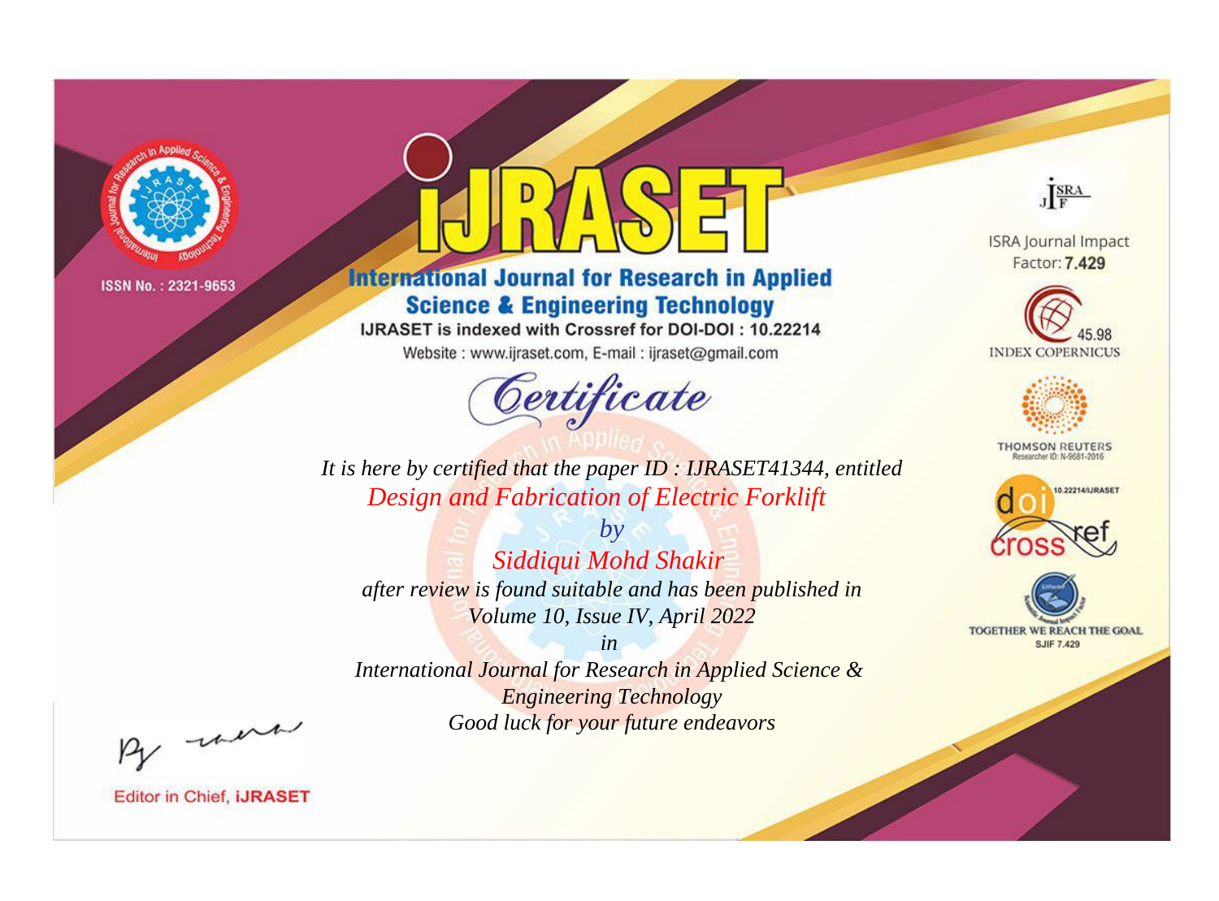ISSN No. : 2321-9653

# IJRASET

## International Journal for Research in Applied Science & Engineering Technology

IJRASET is indexed with Crossref for DOI-DOI : 10.22214

Website : www.ijraset.com, E-mail : ijraset@gmail.com

ISRA Journal Impact Factor: **7.429**

45.98 INDEX COPERNICUS

THOMSON REUTERS Researcher ID: N-9681-2016

10.22214/IJRASET

TOGETHER WE REACH THE GOAL SJIF 7.429

*Certificate*

*It is here by certified that the paper ID : IJRASET41344, entitled*

*Design and Fabrication of Electric Forklift*

*by*

*Siddiqui Mohd Shakir*

*after review is found suitable and has been published in*

*Volume 10, Issue IV, April 2022*

*in*

*International Journal for Research in Applied Science & Engineering Technology*

*Good luck for your future endeavors*

Editor in Chief, **IJRASET**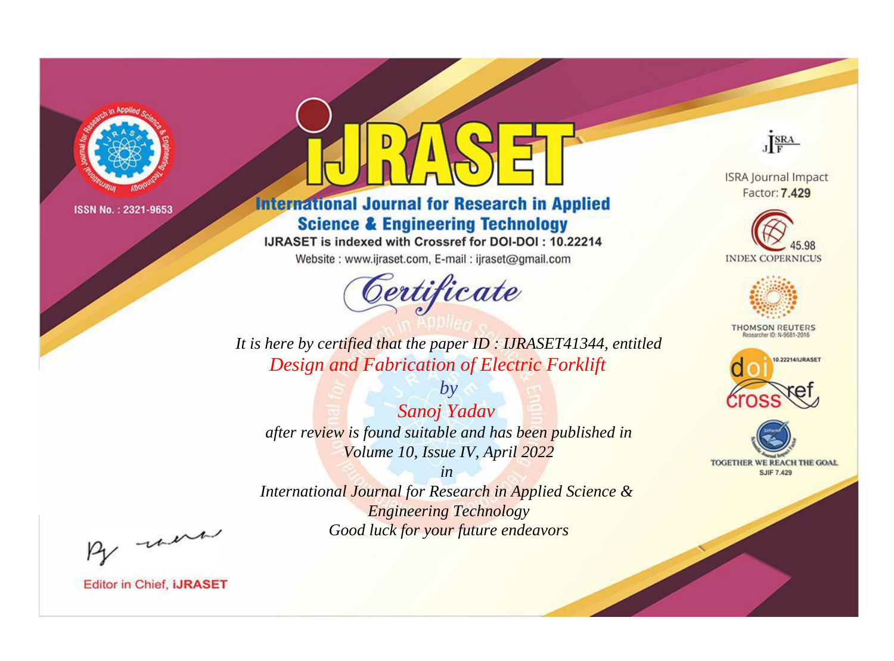ISSN No. : 2321-9653

# IJRASET

## International Journal for Research in Applied Science & Engineering Technology

IJRASET is indexed with Crossref for DOI-DOI : 10.22214

Website : www.ijraset.com, E-mail : ijraset@gmail.com

# *Certificate*

*It is here by certified that the paper ID : IJRASET41344, entitled*

*Design and Fabrication of Electric Forklift*

*by*

*Sanoj Yadav*

*after review is found suitable and has been published in*

*Volume 10, Issue IV, April 2022*

*in*

*International Journal for Research in Applied Science & Engineering Technology*

*Good luck for your future endeavors*

ISRA Journal Impact Factor: **7.429**

45.98 INDEX COPERNICUS

THOMSON REUTERS Researcher ID: N-9681-2016

10.22214/IJRASET

TOGETHER WE REACH THE GOAL SJIF 7.429

Editor in Chief, **iJRASET**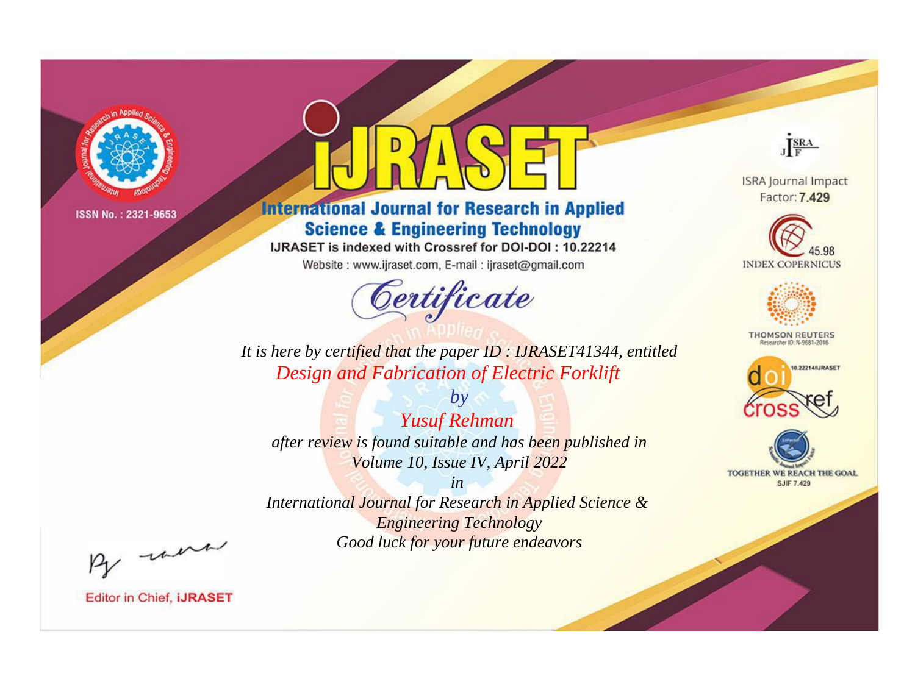ISSN No. : 2321-9653

# IJRASET

## International Journal for Research in Applied Science & Engineering Technology

IJRASET is indexed with Crossref for DOI-DOI : 10.22214

Website : www.ijraset.com, E-mail : ijraset@gmail.com

ISRA Journal Impact Factor: **7.429**

45.98 INDEX COPERNICUS

THOMSON REUTERS Researcher ID: N-9681-2016

10.22214/IJRASET

TOGETHER WE REACH THE GOAL SJIF 7.429

*Certificate*

*It is here by certified that the paper ID : IJRASET41344, entitled*

*Design and Fabrication of Electric Forklift*

*by*

*Yusuf Rehman*

*after review is found suitable and has been published in*

*Volume 10, Issue IV, April 2022*

*in*

*International Journal for Research in Applied Science & Engineering Technology*

*Good luck for your future endeavors*

Editor in Chief, **iJRASET**